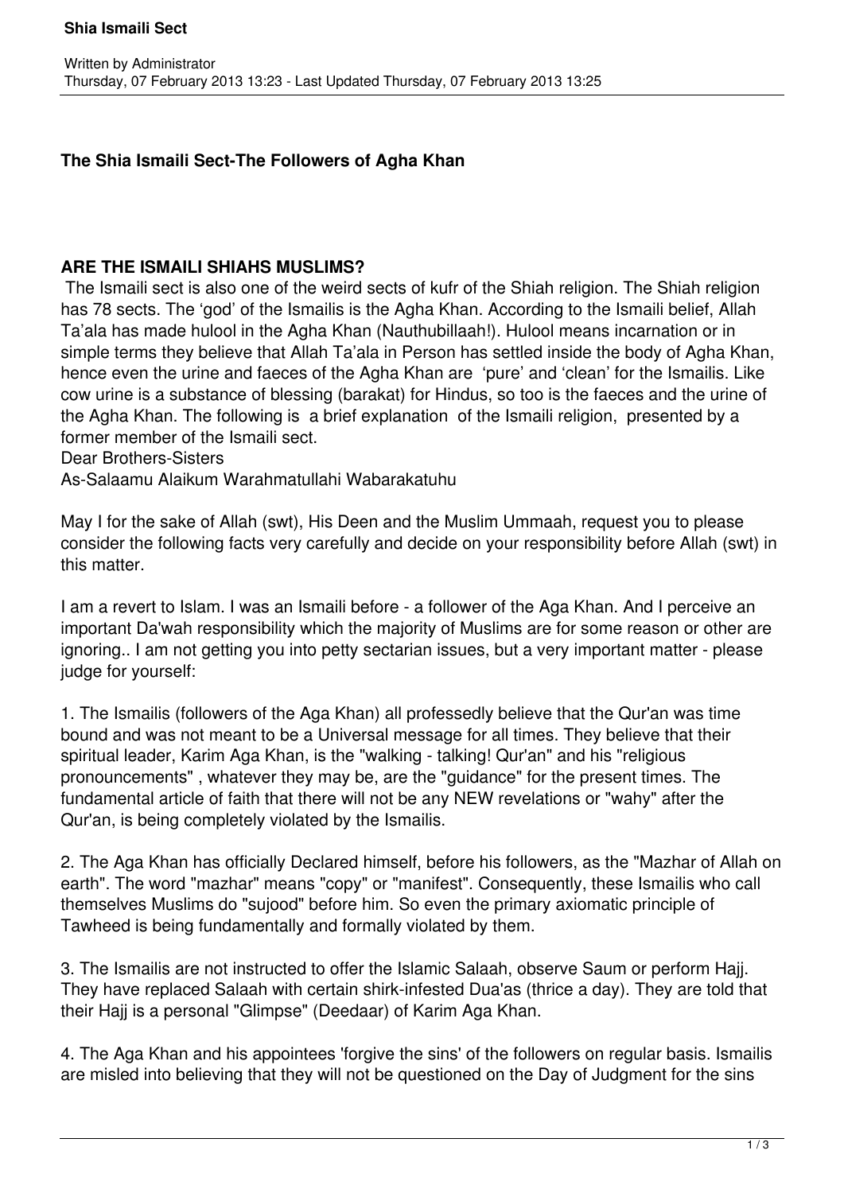**The Shia Ismaili Sect-The Followers of Agha Khan**

**ARE THE ISMAILI SHIAHS MUSLIMS?**

The Ismaili sect is also one of the weird sects of kufr of the Shiah religion. The Shiah religion has 78 sects. The 'god' of the Ismailis is the Agha Khan. According to the Ismaili belief, Allah Ta'ala has made hulool in the Agha Khan (Nauthubillaah!). Hulool means incarnation or in simple terms they believe that Allah Ta'ala in Person has settled inside the body of Agha Khan, hence even the urine and faeces of the Agha Khan are 'pure' and 'clean' for the Ismailis. Like cow urine is a substance of blessing (barakat) for Hindus, so too is the faeces and the urine of the Agha Khan. The following is a brief explanation of the Ismaili religion, presented by a former member of the Ismaili sect.

Dear Brothers-Sisters

As-Salaamu Alaikum Warahmatullahi Wabarakatuhu

May I for the sake of Allah (swt), His Deen and the Muslim Ummaah, request you to please consider the following facts very carefully and decide on your responsibility before Allah (swt) in this matter.

I am a revert to Islam. I was an Ismaili before - a follower of the Aga Khan. And I perceive an important Da'wah responsibility which the majority of Muslims are for some reason or other are ignoring.. I am not getting you into petty sectarian issues, but a very important matter - please judge for yourself:

1. The Ismailis (followers of the Aga Khan) all professedly believe that the Qur'an was time bound and was not meant to be a Universal message for all times. They believe that their spiritual leader, Karim Aga Khan, is the "walking - talking! Qur'an" and his "religious pronouncements" , whatever they may be, are the "guidance" for the present times. The fundamental article of faith that there will not be any NEW revelations or "wahy" after the Qur'an, is being completely violated by the Ismailis.

2. The Aga Khan has officially Declared himself, before his followers, as the "Mazhar of Allah on earth". The word "mazhar" means "copy" or "manifest". Consequently, these Ismailis who call themselves Muslims do "sujood" before him. So even the primary axiomatic principle of Tawheed is being fundamentally and formally violated by them.

3. The Ismailis are not instructed to offer the Islamic Salaah, observe Saum or perform Hajj. They have replaced Salaah with certain shirk-infested Dua'as (thrice a day). They are told that their Hajj is a personal "Glimpse" (Deedaar) of Karim Aga Khan.

4. The Aga Khan and his appointees 'forgive the sins' of the followers on regular basis. Ismailis are misled into believing that they will not be questioned on the Day of Judgment for the sins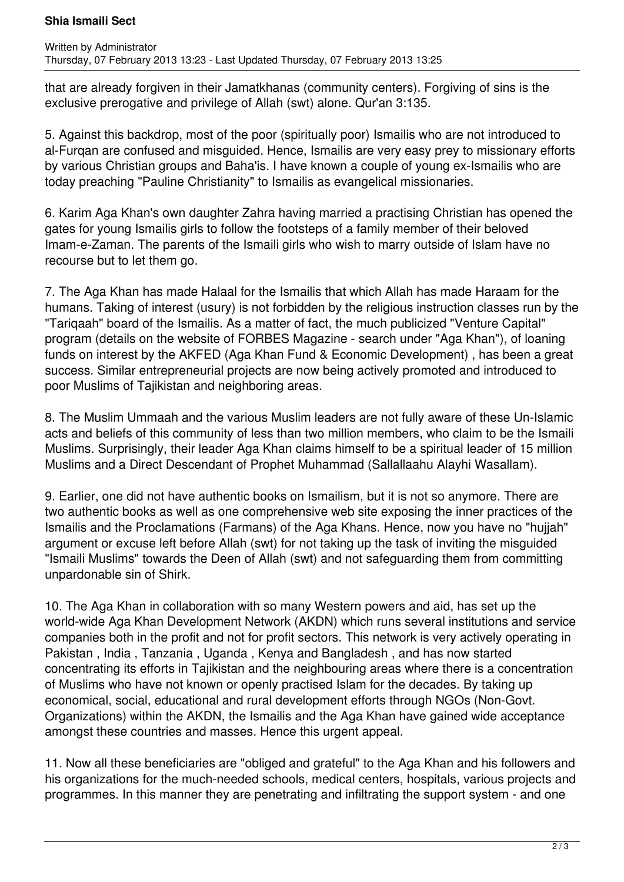that are already forgiven in their Jamatkhanas (community centers). Forgiving of sins is the exclusive prerogative and privilege of Allah (swt) alone. Qur'an 3:135.

5. Against this backdrop, most of the poor (spiritually poor) Ismailis who are not introduced to al-Furqan are confused and misguided. Hence, Ismailis are very easy prey to missionary efforts by various Christian groups and Baha'is. I have known a couple of young ex-Ismailis who are today preaching "Pauline Christianity" to Ismailis as evangelical missionaries.

6. Karim Aga Khan's own daughter Zahra having married a practising Christian has opened the gates for young Ismailis girls to follow the footsteps of a family member of their beloved Imam-e-Zaman. The parents of the Ismaili girls who wish to marry outside of Islam have no recourse but to let them go.

7. The Aga Khan has made Halaal for the Ismailis that which Allah has made Haraam for the humans. Taking of interest (usury) is not forbidden by the religious instruction classes run by the "Tariqaah" board of the Ismailis. As a matter of fact, the much publicized "Venture Capital" program (details on the website of FORBES Magazine - search under "Aga Khan"), of loaning funds on interest by the AKFED (Aga Khan Fund & Economic Development) , has been a great success. Similar entrepreneurial projects are now being actively promoted and introduced to poor Muslims of Tajikistan and neighboring areas.

8. The Muslim Ummaah and the various Muslim leaders are not fully aware of these Un-Islamic acts and beliefs of this community of less than two million members, who claim to be the Ismaili Muslims. Surprisingly, their leader Aga Khan claims himself to be a spiritual leader of 15 million Muslims and a Direct Descendant of Prophet Muhammad (Sallallaahu Alayhi Wasallam).

9. Earlier, one did not have authentic books on Ismailism, but it is not so anymore. There are two authentic books as well as one comprehensive web site exposing the inner practices of the Ismailis and the Proclamations (Farmans) of the Aga Khans. Hence, now you have no "hujjah" argument or excuse left before Allah (swt) for not taking up the task of inviting the misguided "Ismaili Muslims" towards the Deen of Allah (swt) and not safeguarding them from committing unpardonable sin of Shirk.

10. The Aga Khan in collaboration with so many Western powers and aid, has set up the world-wide Aga Khan Development Network (AKDN) which runs several institutions and service companies both in the profit and not for profit sectors. This network is very actively operating in Pakistan , India , Tanzania , Uganda , Kenya and Bangladesh , and has now started concentrating its efforts in Tajikistan and the neighbouring areas where there is a concentration of Muslims who have not known or openly practised Islam for the decades. By taking up economical, social, educational and rural development efforts through NGOs (Non-Govt. Organizations) within the AKDN, the Ismailis and the Aga Khan have gained wide acceptance amongst these countries and masses. Hence this urgent appeal.

11. Now all these beneficiaries are "obliged and grateful" to the Aga Khan and his followers and his organizations for the much-needed schools, medical centers, hospitals, various projects and programmes. In this manner they are penetrating and infiltrating the support system - and one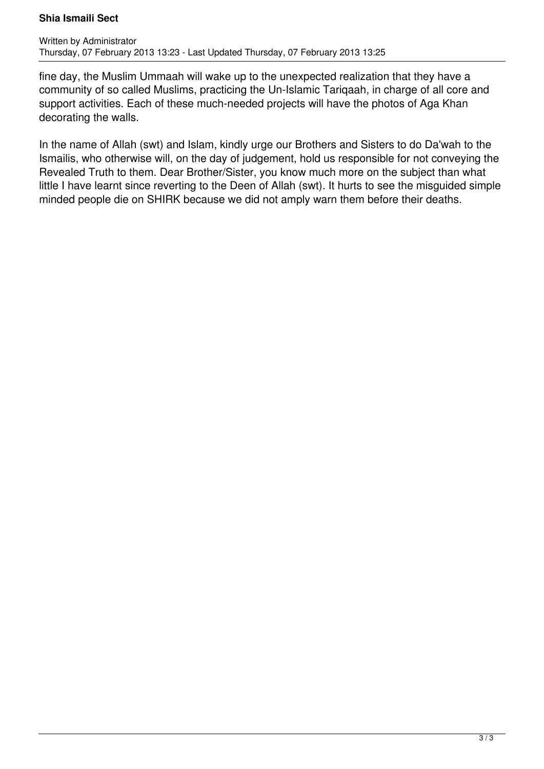fine day, the Muslim Ummaah will wake up to the unexpected realization that they have a community of so called Muslims, practicing the Un-Islamic Tariqaah, in charge of all core and support activities. Each of these much-needed projects will have the photos of Aga Khan decorating the walls.

In the name of Allah (swt) and Islam, kindly urge our Brothers and Sisters to do Da'wah to the Ismailis, who otherwise will, on the day of judgement, hold us responsible for not conveying the Revealed Truth to them. Dear Brother/Sister, you know much more on the subject than what little I have learnt since reverting to the Deen of Allah (swt). It hurts to see the misguided simple minded people die on SHIRK because we did not amply warn them before their deaths.